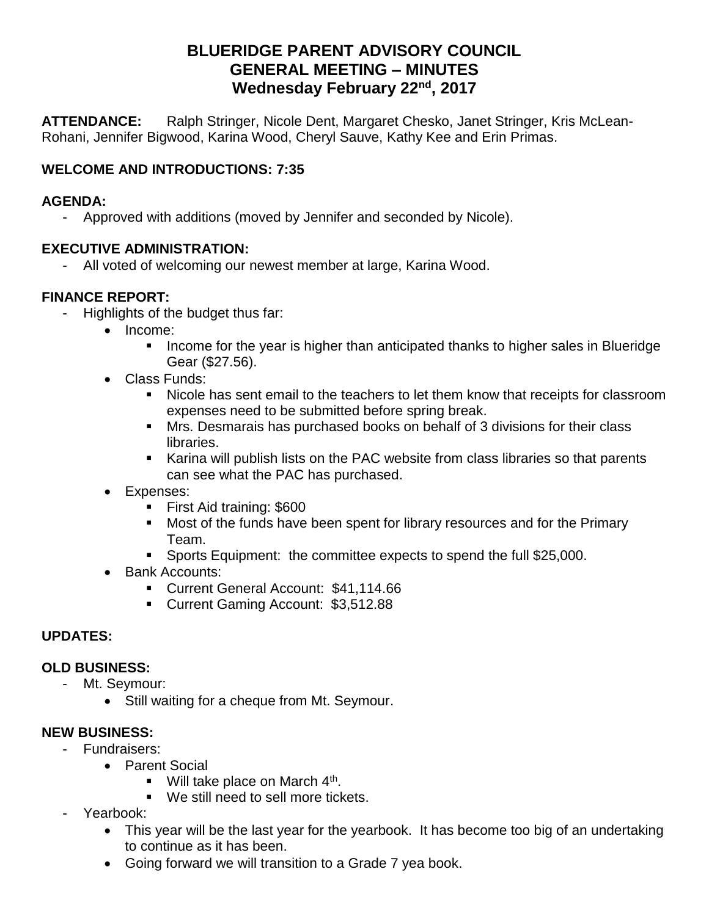# BLUERIDGE PARENT ADVISORY COUNCIL
# GENERAL MEETING – MINUTES
# Wednesday February 22nd, 2017

**ATTENDANCE:** Ralph Stringer, Nicole Dent, Margaret Chesko, Janet Stringer, Kris McLean-Rohani, Jennifer Bigwood, Karina Wood, Cheryl Sauve, Kathy Kee and Erin Primas.

**WELCOME AND INTRODUCTIONS: 7:35**

**AGENDA:**

- Approved with additions (moved by Jennifer and seconded by Nicole).

**EXECUTIVE ADMINISTRATION:**

- All voted of welcoming our newest member at large, Karina Wood.

**FINANCE REPORT:**

- Highlights of the budget thus far:
  - Income:
    - Income for the year is higher than anticipated thanks to higher sales in Blueridge Gear ($27.56).
  - Class Funds:
    - Nicole has sent email to the teachers to let them know that receipts for classroom expenses need to be submitted before spring break.
    - Mrs. Desmarais has purchased books on behalf of 3 divisions for their class libraries.
    - Karina will publish lists on the PAC website from class libraries so that parents can see what the PAC has purchased.
  - Expenses:
    - First Aid training: $600
    - Most of the funds have been spent for library resources and for the Primary Team.
    - Sports Equipment: the committee expects to spend the full $25,000.
  - Bank Accounts:
    - Current General Account: $41,114.66
    - Current Gaming Account: $3,512.88

**UPDATES:**

**OLD BUSINESS:**

- Mt. Seymour:
  - Still waiting for a cheque from Mt. Seymour.

**NEW BUSINESS:**

- Fundraisers:
  - Parent Social
    - Will take place on March 4th.
    - We still need to sell more tickets.
- Yearbook:
  - This year will be the last year for the yearbook. It has become too big of an undertaking to continue as it has been.
  - Going forward we will transition to a Grade 7 yea book.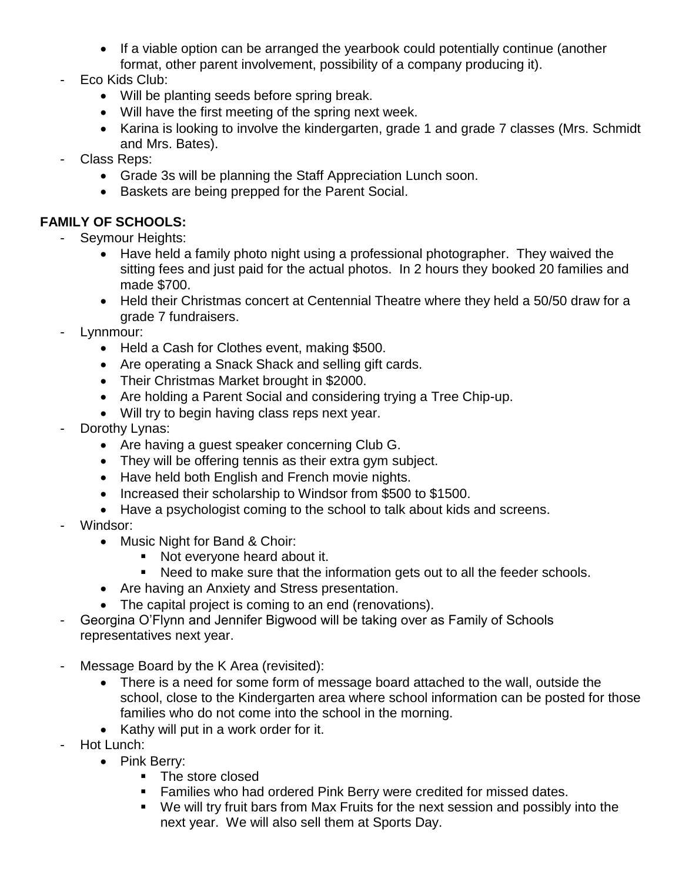- If a viable option can be arranged the yearbook could potentially continue (another format, other parent involvement, possibility of a company producing it).
- Eco Kids Club:
  - Will be planting seeds before spring break.
  - Will have the first meeting of the spring next week.
  - Karina is looking to involve the kindergarten, grade 1 and grade 7 classes (Mrs. Schmidt and Mrs. Bates).
- Class Reps:
  - Grade 3s will be planning the Staff Appreciation Lunch soon.
  - Baskets are being prepped for the Parent Social.

**FAMILY OF SCHOOLS:**

- Seymour Heights:
  - Have held a family photo night using a professional photographer. They waived the sitting fees and just paid for the actual photos. In 2 hours they booked 20 families and made $700.
  - Held their Christmas concert at Centennial Theatre where they held a 50/50 draw for a grade 7 fundraisers.
- Lynnmour:
  - Held a Cash for Clothes event, making $500.
  - Are operating a Snack Shack and selling gift cards.
  - Their Christmas Market brought in $2000.
  - Are holding a Parent Social and considering trying a Tree Chip-up.
  - Will try to begin having class reps next year.
- Dorothy Lynas:
  - Are having a guest speaker concerning Club G.
  - They will be offering tennis as their extra gym subject.
  - Have held both English and French movie nights.
  - Increased their scholarship to Windsor from $500 to $1500.
  - Have a psychologist coming to the school to talk about kids and screens.
- Windsor:
  - Music Night for Band & Choir:
    - Not everyone heard about it.
    - Need to make sure that the information gets out to all the feeder schools.
  - Are having an Anxiety and Stress presentation.
  - The capital project is coming to an end (renovations).
- Georgina O'Flynn and Jennifer Bigwood will be taking over as Family of Schools representatives next year.

- Message Board by the K Area (revisited):
  - There is a need for some form of message board attached to the wall, outside the school, close to the Kindergarten area where school information can be posted for those families who do not come into the school in the morning.
  - Kathy will put in a work order for it.
- Hot Lunch:
  - Pink Berry:
    - The store closed
    - Families who had ordered Pink Berry were credited for missed dates.
    - We will try fruit bars from Max Fruits for the next session and possibly into the next year. We will also sell them at Sports Day.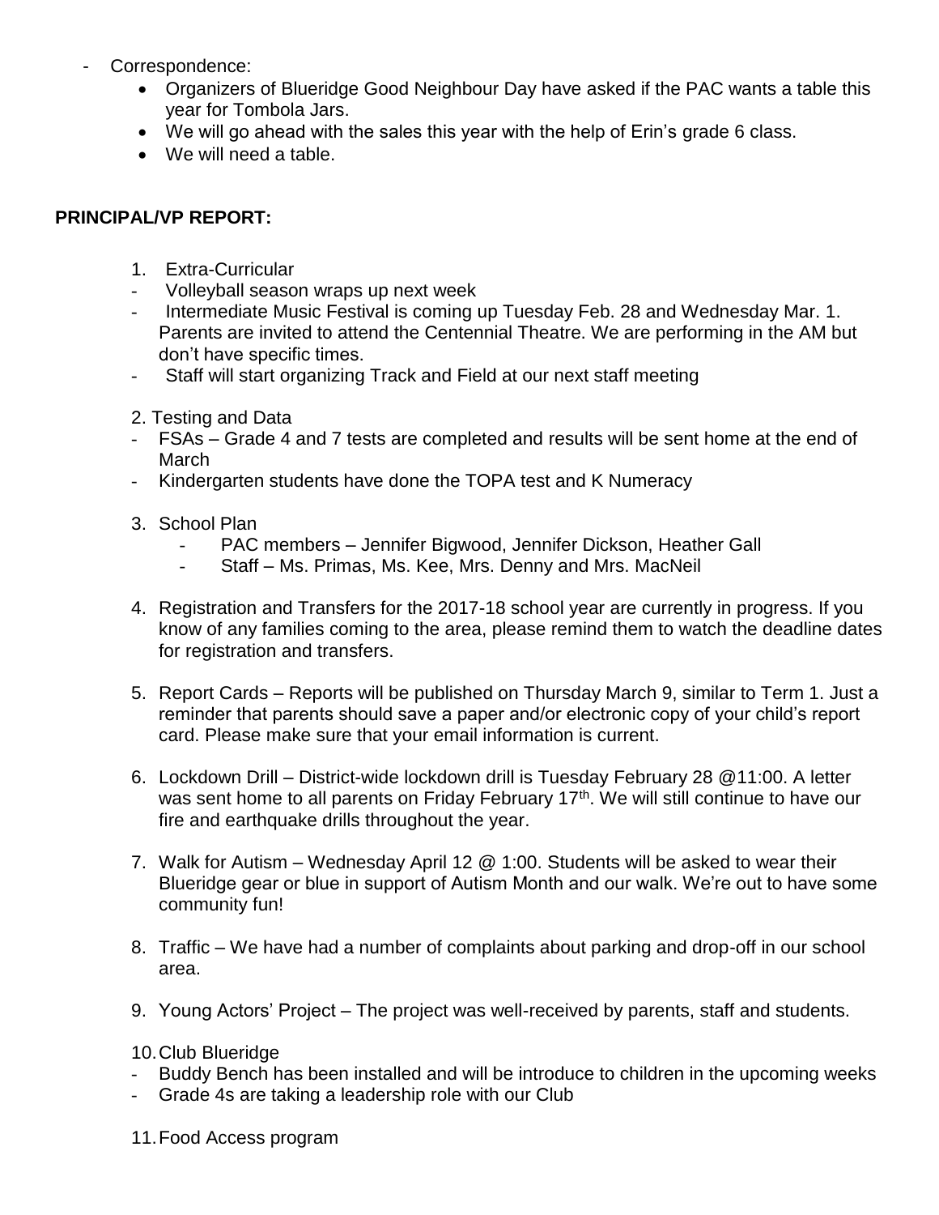- Correspondence:
    - Organizers of Blueridge Good Neighbour Day have asked if the PAC wants a table this year for Tombola Jars.
    - We will go ahead with the sales this year with the help of Erin's grade 6 class.
    - We will need a table.

**PRINCIPAL/VP REPORT:**

1. Extra-Curricular
- Volleyball season wraps up next week
- Intermediate Music Festival is coming up Tuesday Feb. 28 and Wednesday Mar. 1. Parents are invited to attend the Centennial Theatre. We are performing in the AM but don't have specific times.
- Staff will start organizing Track and Field at our next staff meeting

2. Testing and Data
- FSAs – Grade 4 and 7 tests are completed and results will be sent home at the end of March
- Kindergarten students have done the TOPA test and K Numeracy

3. School Plan
    - PAC members – Jennifer Bigwood, Jennifer Dickson, Heather Gall
    - Staff – Ms. Primas, Ms. Kee, Mrs. Denny and Mrs. MacNeil

4. Registration and Transfers for the 2017-18 school year are currently in progress. If you know of any families coming to the area, please remind them to watch the deadline dates for registration and transfers.

5. Report Cards – Reports will be published on Thursday March 9, similar to Term 1. Just a reminder that parents should save a paper and/or electronic copy of your child's report card. Please make sure that your email information is current.

6. Lockdown Drill – District-wide lockdown drill is Tuesday February 28 @11:00. A letter was sent home to all parents on Friday February 17th. We will still continue to have our fire and earthquake drills throughout the year.

7. Walk for Autism – Wednesday April 12 @ 1:00. Students will be asked to wear their Blueridge gear or blue in support of Autism Month and our walk. We're out to have some community fun!

8. Traffic – We have had a number of complaints about parking and drop-off in our school area.

9. Young Actors' Project – The project was well-received by parents, staff and students.

10. Club Blueridge
- Buddy Bench has been installed and will be introduce to children in the upcoming weeks
- Grade 4s are taking a leadership role with our Club

11. Food Access program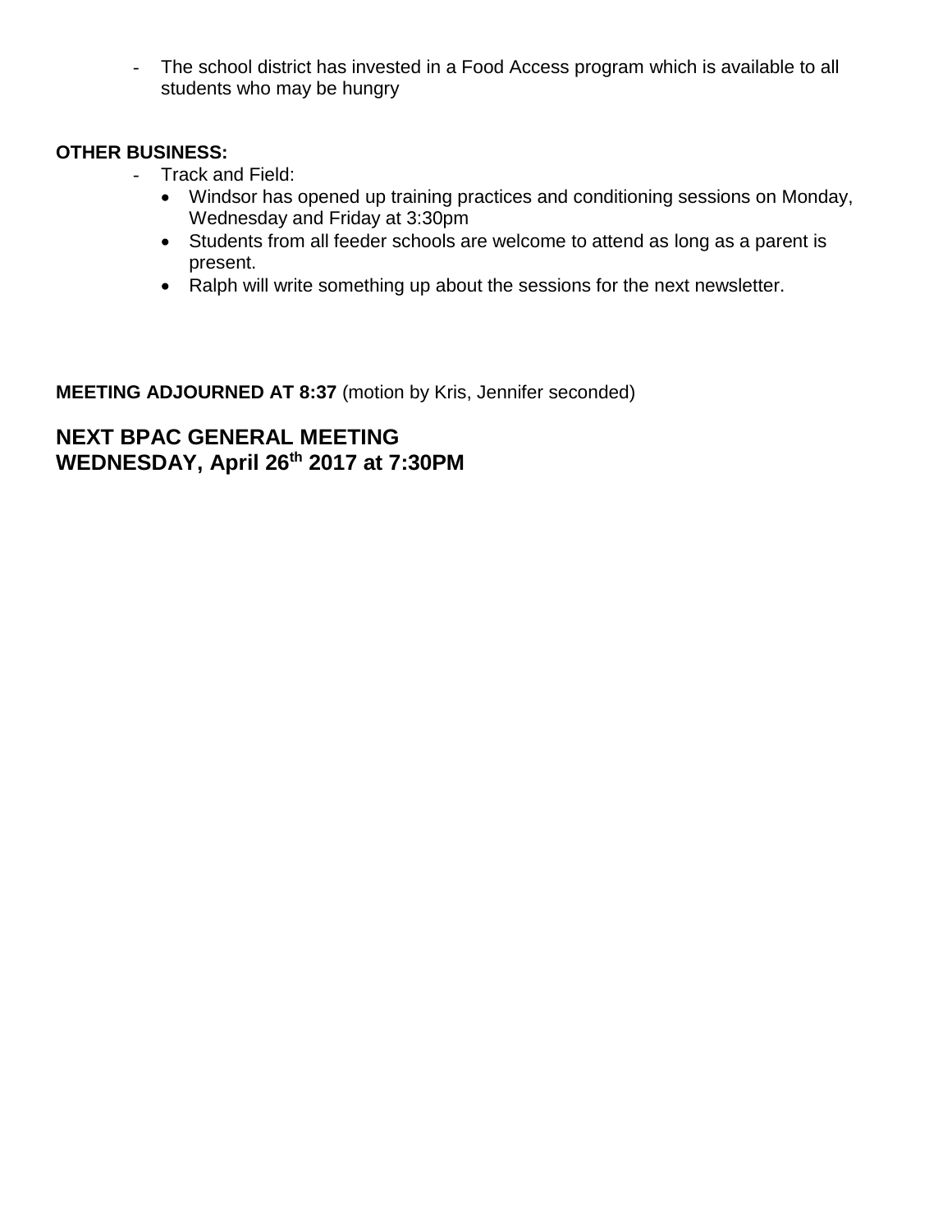- The school district has invested in a Food Access program which is available to all students who may be hungry

**OTHER BUSINESS:**

- Track and Field:
  - Windsor has opened up training practices and conditioning sessions on Monday, Wednesday and Friday at 3:30pm
  - Students from all feeder schools are welcome to attend as long as a parent is present.
  - Ralph will write something up about the sessions for the next newsletter.

**MEETING ADJOURNED AT 8:37** (motion by Kris, Jennifer seconded)

## NEXT BPAC GENERAL MEETING
## WEDNESDAY, April 26th 2017 at 7:30PM